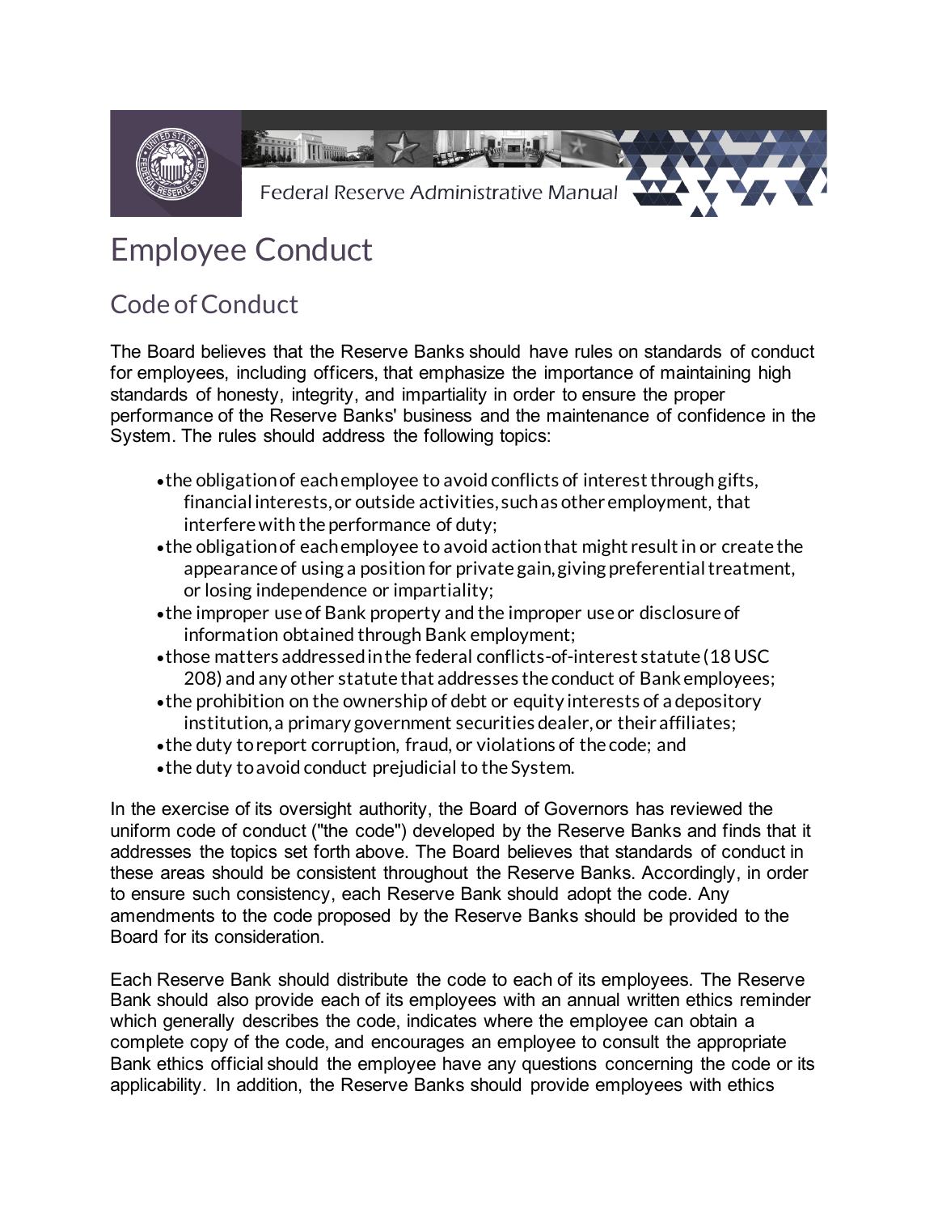# Employee Conduct

## Code of Conduct

The Board believes that the Reserve Banks should have rules on standards of conduct for employees, including officers, that emphasize the importance of maintaining high standards of honesty, integrity, and impartiality in order to ensure the proper performance of the Reserve Banks' business and the maintenance of confidence in the System. The rules should address the following topics:

- the obligation of each employee to avoid conflicts of interest through gifts, financial interests, or outside activities, such as other employment, that interfere with the performance of duty;
- the obligation of each employee to avoid action that might result in or create the appearance of using a position for private gain, giving preferential treatment, or losing independence or impartiality;
- the improper use of Bank property and the improper use or disclosure of information obtained through Bank employment;
- those matters addressed in the federal conflicts-of-interest statute (18 USC 208) and any other statute that addresses the conduct of Bank employees;
- the prohibition on the ownership of debt or equity interests of a depository institution, a primary government securities dealer, or their affiliates;
- the duty to report corruption, fraud, or violations of the code; and
- the duty to avoid conduct prejudicial to the System.

In the exercise of its oversight authority, the Board of Governors has reviewed the uniform code of conduct ("the code") developed by the Reserve Banks and finds that it addresses the topics set forth above. The Board believes that standards of conduct in these areas should be consistent throughout the Reserve Banks. Accordingly, in order to ensure such consistency, each Reserve Bank should adopt the code. Any amendments to the code proposed by the Reserve Banks should be provided to the Board for its consideration.

Each Reserve Bank should distribute the code to each of its employees. The Reserve Bank should also provide each of its employees with an annual written ethics reminder which generally describes the code, indicates where the employee can obtain a complete copy of the code, and encourages an employee to consult the appropriate Bank ethics official should the employee have any questions concerning the code or its applicability. In addition, the Reserve Banks should provide employees with ethics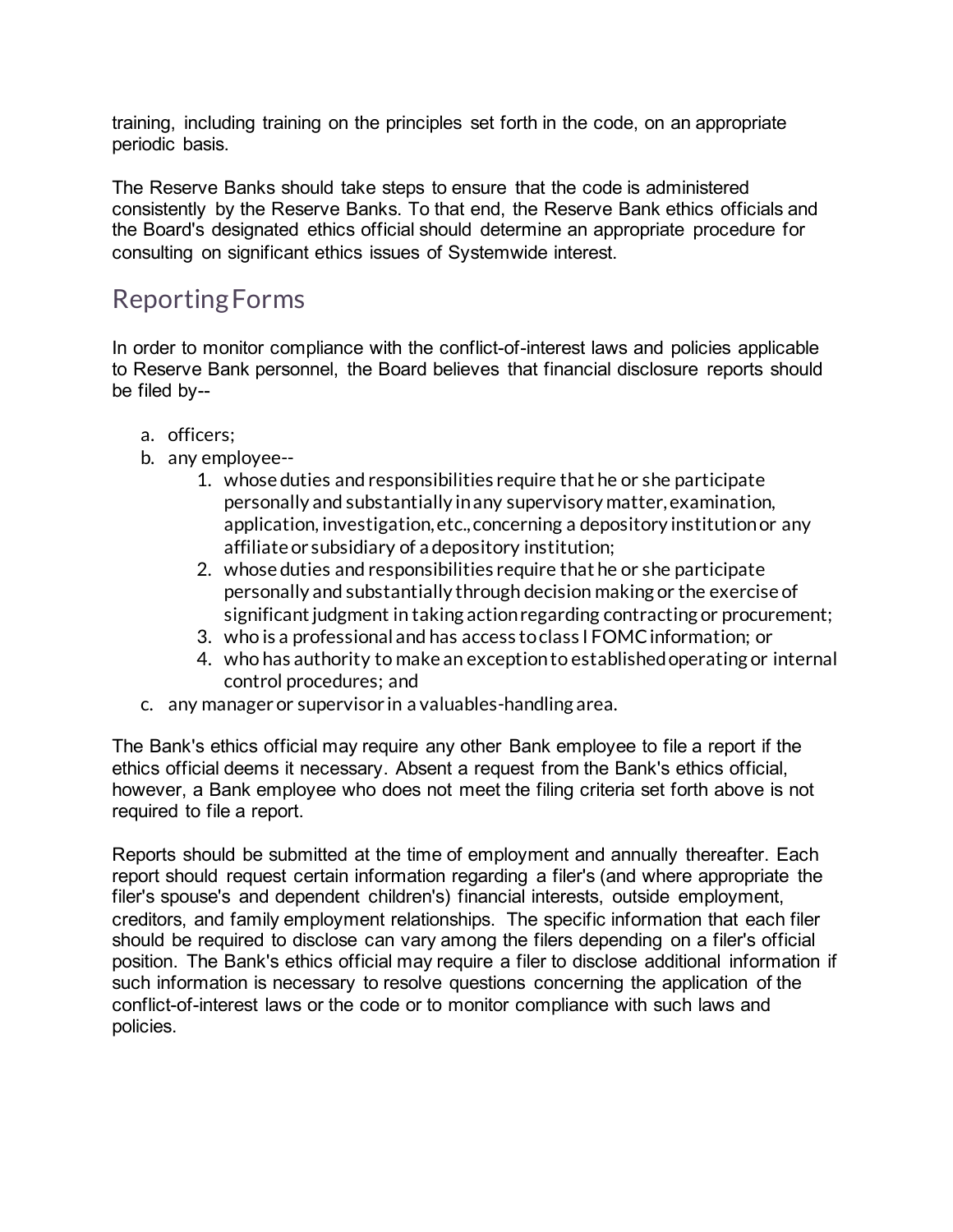training, including training on the principles set forth in the code, on an appropriate periodic basis.

The Reserve Banks should take steps to ensure that the code is administered consistently by the Reserve Banks. To that end, the Reserve Bank ethics officials and the Board's designated ethics official should determine an appropriate procedure for consulting on significant ethics issues of Systemwide interest.

## Reporting Forms

In order to monitor compliance with the conflict-of-interest laws and policies applicable to Reserve Bank personnel, the Board believes that financial disclosure reports should be filed by--

a. officers;
b. any employee--
    1. whose duties and responsibilities require that he or she participate personally and substantially in any supervisory matter, examination, application, investigation, etc., concerning a depository institution or any affiliate or subsidiary of a depository institution;
    2. whose duties and responsibilities require that he or she participate personally and substantially through decision making or the exercise of significant judgment in taking action regarding contracting or procurement;
    3. who is a professional and has access to class I FOMC information; or
    4. who has authority to make an exception to established operating or internal control procedures; and
c. any manager or supervisor in a valuables-handling area.

The Bank's ethics official may require any other Bank employee to file a report if the ethics official deems it necessary. Absent a request from the Bank's ethics official, however, a Bank employee who does not meet the filing criteria set forth above is not required to file a report.

Reports should be submitted at the time of employment and annually thereafter. Each report should request certain information regarding a filer's (and where appropriate the filer's spouse's and dependent children's) financial interests, outside employment, creditors, and family employment relationships. The specific information that each filer should be required to disclose can vary among the filers depending on a filer's official position. The Bank's ethics official may require a filer to disclose additional information if such information is necessary to resolve questions concerning the application of the conflict-of-interest laws or the code or to monitor compliance with such laws and policies.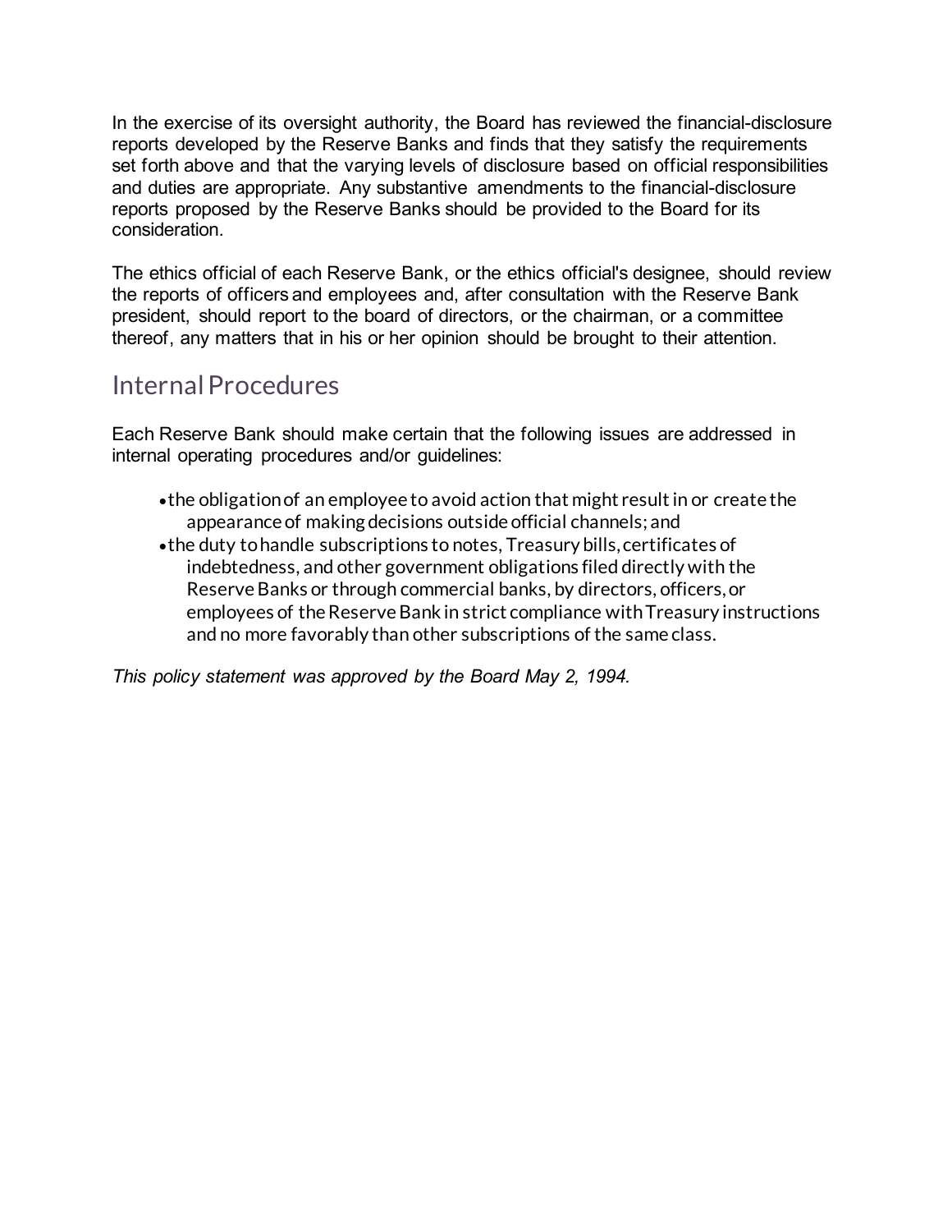In the exercise of its oversight authority, the Board has reviewed the financial-disclosure reports developed by the Reserve Banks and finds that they satisfy the requirements set forth above and that the varying levels of disclosure based on official responsibilities and duties are appropriate. Any substantive amendments to the financial-disclosure reports proposed by the Reserve Banks should be provided to the Board for its consideration.

The ethics official of each Reserve Bank, or the ethics official's designee, should review the reports of officers and employees and, after consultation with the Reserve Bank president, should report to the board of directors, or the chairman, or a committee thereof, any matters that in his or her opinion should be brought to their attention.

## Internal Procedures

Each Reserve Bank should make certain that the following issues are addressed in internal operating procedures and/or guidelines:

- the obligation of an employee to avoid action that might result in or create the appearance of making decisions outside official channels; and
- the duty to handle subscriptions to notes, Treasury bills, certificates of indebtedness, and other government obligations filed directly with the Reserve Banks or through commercial banks, by directors, officers, or employees of the Reserve Bank in strict compliance with Treasury instructions and no more favorably than other subscriptions of the same class.

*This policy statement was approved by the Board May 2, 1994.*